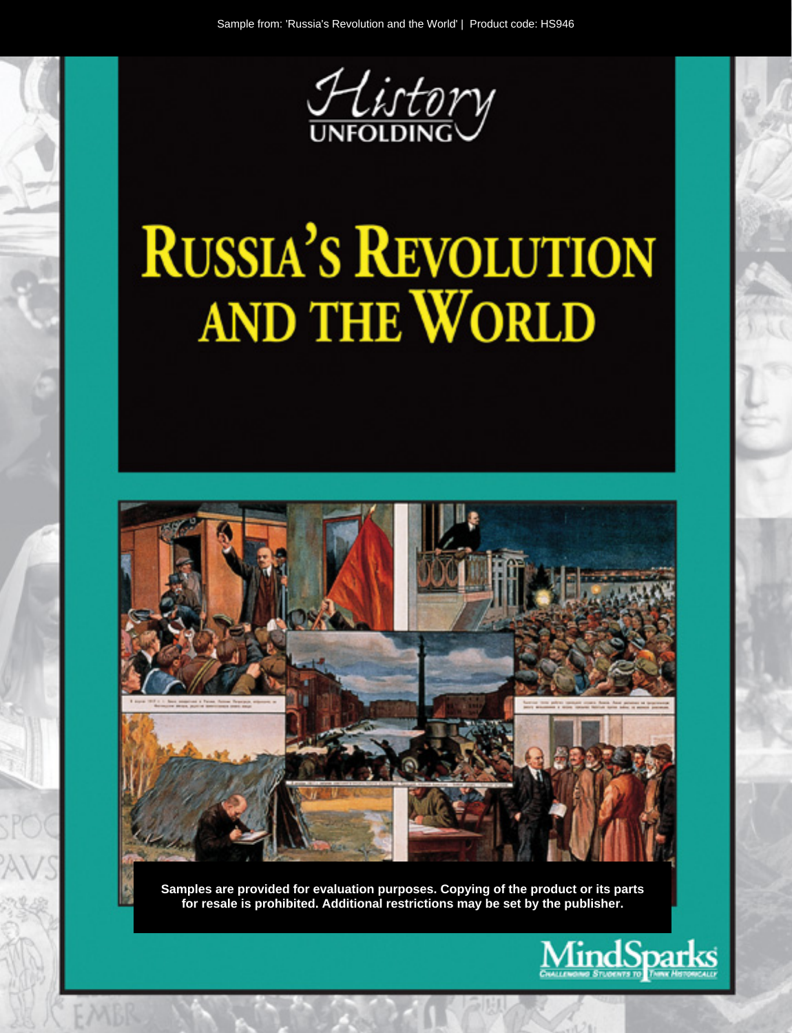Sample from: 'Russia's Revolution and the World' | Product code: HS946

*History* UNFOLDING

# Russia's Revolution and the World

**Samples are provided for evaluation purposes. Copying of the product or its parts for resale is prohibited. Additional restrictions may be set by the publisher.**

MindSparks

Challenging Students to Think Historically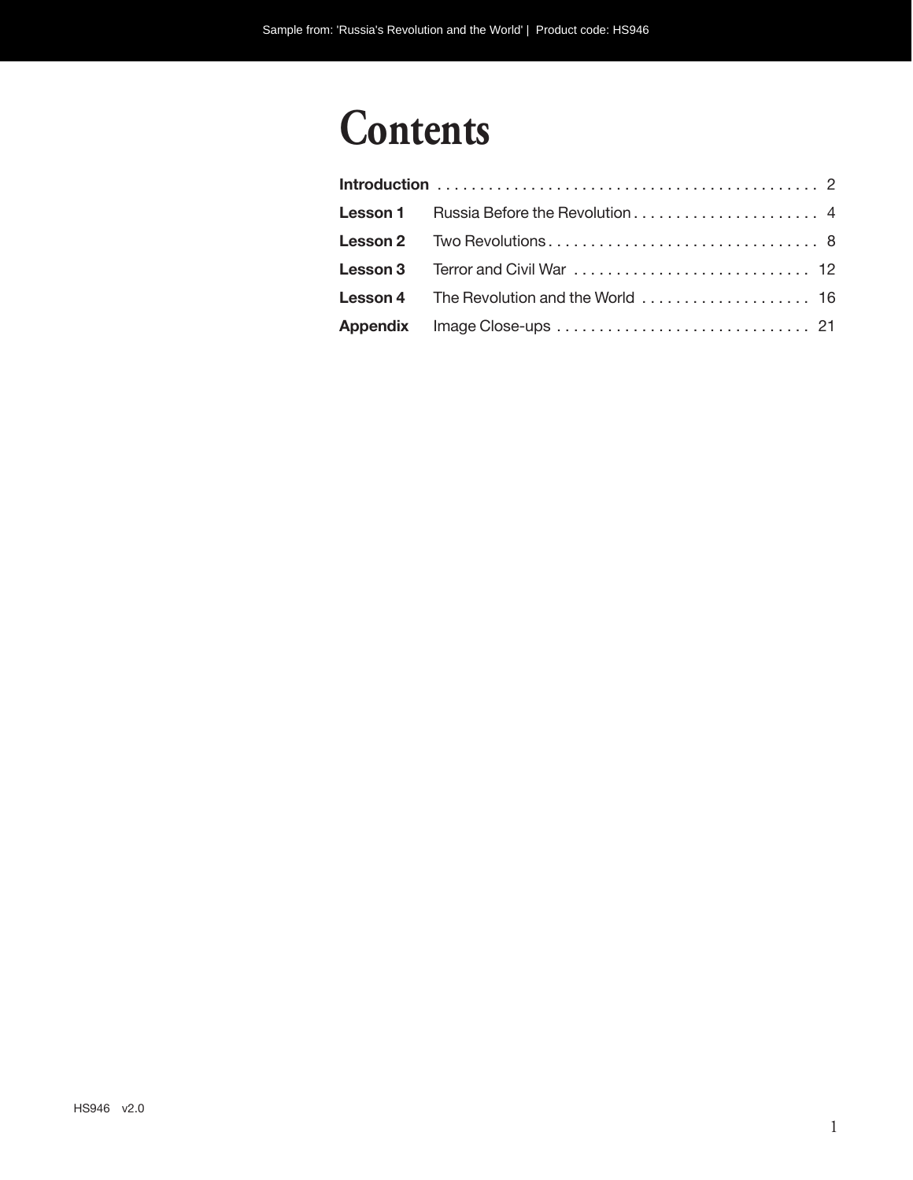# Contents

| | | |
|---|---|---|
| **Introduction** | | 2 |
| **Lesson 1** | Russia Before the Revolution | 4 |
| **Lesson 2** | Two Revolutions | 8 |
| **Lesson 3** | Terror and Civil War | 12 |
| **Lesson 4** | The Revolution and the World | 16 |
| **Appendix** | Image Close-ups | 21 |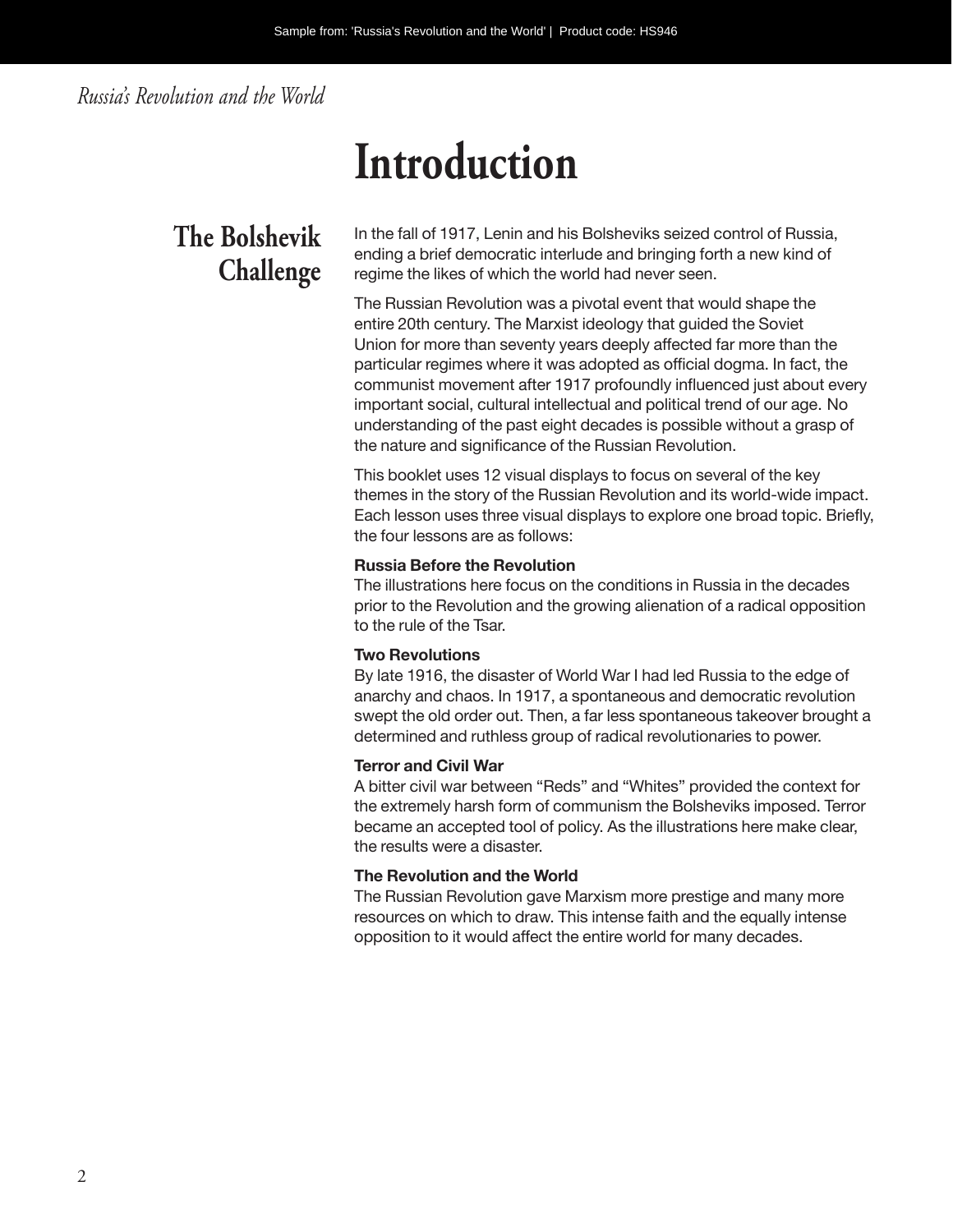# Introduction

## The Bolshevik Challenge

In the fall of 1917, Lenin and his Bolsheviks seized control of Russia, ending a brief democratic interlude and bringing forth a new kind of regime the likes of which the world had never seen.

The Russian Revolution was a pivotal event that would shape the entire 20th century. The Marxist ideology that guided the Soviet Union for more than seventy years deeply affected far more than the particular regimes where it was adopted as official dogma. In fact, the communist movement after 1917 profoundly influenced just about every important social, cultural intellectual and political trend of our age. No understanding of the past eight decades is possible without a grasp of the nature and significance of the Russian Revolution.

This booklet uses 12 visual displays to focus on several of the key themes in the story of the Russian Revolution and its world-wide impact. Each lesson uses three visual displays to explore one broad topic. Briefly, the four lessons are as follows:

**Russia Before the Revolution**
The illustrations here focus on the conditions in Russia in the decades prior to the Revolution and the growing alienation of a radical opposition to the rule of the Tsar.

**Two Revolutions**
By late 1916, the disaster of World War I had led Russia to the edge of anarchy and chaos. In 1917, a spontaneous and democratic revolution swept the old order out. Then, a far less spontaneous takeover brought a determined and ruthless group of radical revolutionaries to power.

**Terror and Civil War**
A bitter civil war between "Reds" and "Whites" provided the context for the extremely harsh form of communism the Bolsheviks imposed. Terror became an accepted tool of policy. As the illustrations here make clear, the results were a disaster.

**The Revolution and the World**
The Russian Revolution gave Marxism more prestige and many more resources on which to draw. This intense faith and the equally intense opposition to it would affect the entire world for many decades.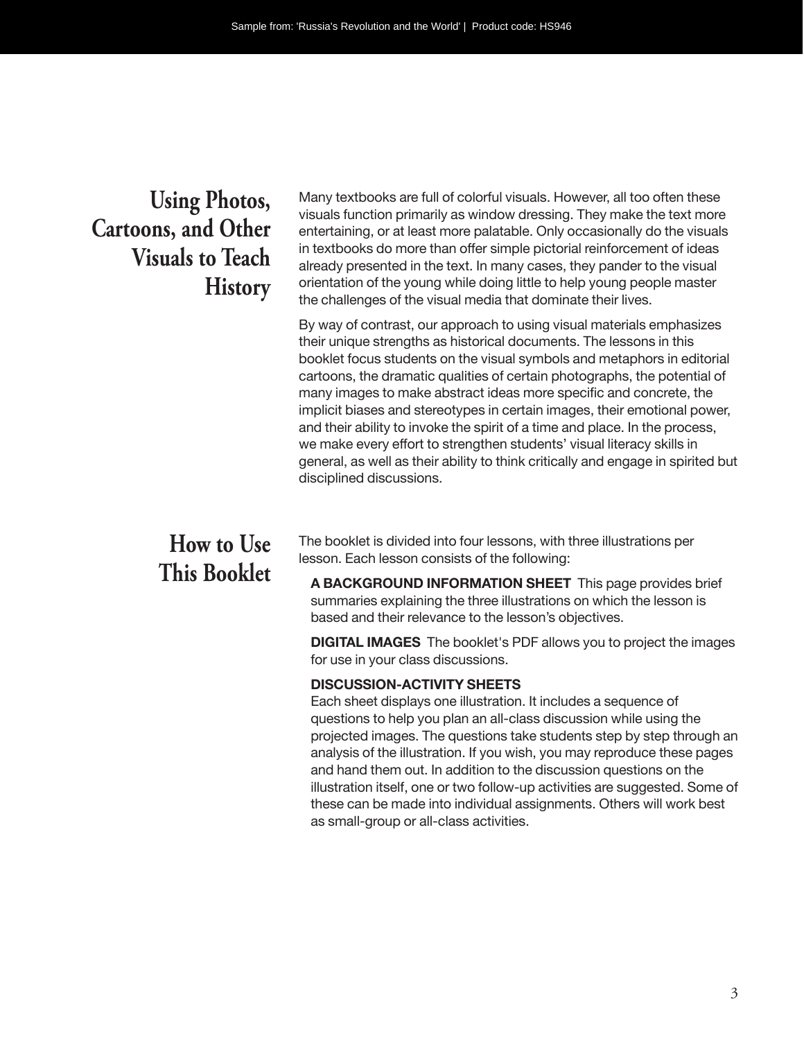## Using Photos, Cartoons, and Other Visuals to Teach History

Many textbooks are full of colorful visuals. However, all too often these visuals function primarily as window dressing. They make the text more entertaining, or at least more palatable. Only occasionally do the visuals in textbooks do more than offer simple pictorial reinforcement of ideas already presented in the text. In many cases, they pander to the visual orientation of the young while doing little to help young people master the challenges of the visual media that dominate their lives.

By way of contrast, our approach to using visual materials emphasizes their unique strengths as historical documents. The lessons in this booklet focus students on the visual symbols and metaphors in editorial cartoons, the dramatic qualities of certain photographs, the potential of many images to make abstract ideas more specific and concrete, the implicit biases and stereotypes in certain images, their emotional power, and their ability to invoke the spirit of a time and place. In the process, we make every effort to strengthen students' visual literacy skills in general, as well as their ability to think critically and engage in spirited but disciplined discussions.

## How to Use This Booklet

The booklet is divided into four lessons, with three illustrations per lesson. Each lesson consists of the following:

**A BACKGROUND INFORMATION SHEET** This page provides brief summaries explaining the three illustrations on which the lesson is based and their relevance to the lesson's objectives.

**DIGITAL IMAGES** The booklet's PDF allows you to project the images for use in your class discussions.

**DISCUSSION-ACTIVITY SHEETS**
Each sheet displays one illustration. It includes a sequence of questions to help you plan an all-class discussion while using the projected images. The questions take students step by step through an analysis of the illustration. If you wish, you may reproduce these pages and hand them out. In addition to the discussion questions on the illustration itself, one or two follow-up activities are suggested. Some of these can be made into individual assignments. Others will work best as small-group or all-class activities.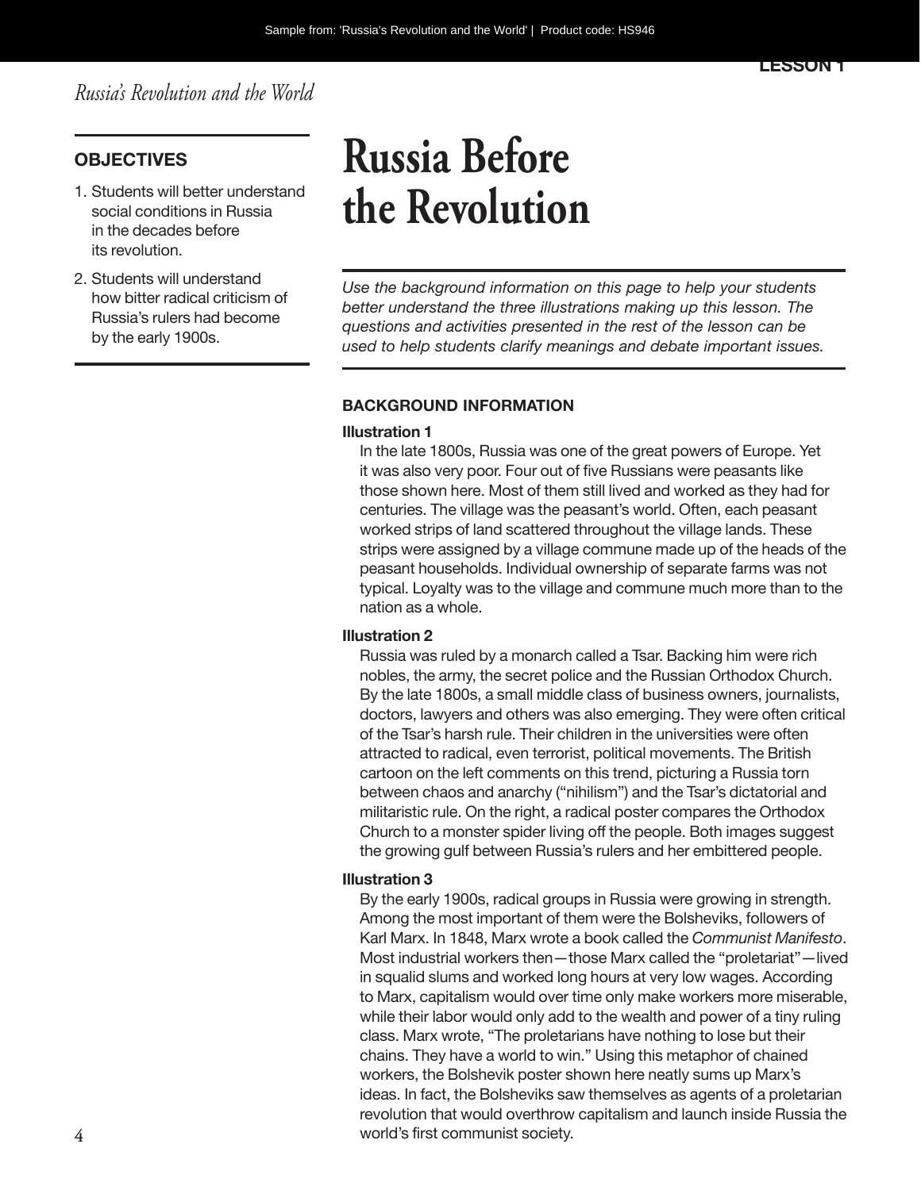# Russia Before the Revolution

## OBJECTIVES

1. Students will better understand social conditions in Russia in the decades before its revolution.
2. Students will understand how bitter radical criticism of Russia's rulers had become by the early 1900s.

*Use the background information on this page to help your students better understand the three illustrations making up this lesson. The questions and activities presented in the rest of the lesson can be used to help students clarify meanings and debate important issues.*

### BACKGROUND INFORMATION

**Illustration 1**

In the late 1800s, Russia was one of the great powers of Europe. Yet it was also very poor. Four out of five Russians were peasants like those shown here. Most of them still lived and worked as they had for centuries. The village was the peasant's world. Often, each peasant worked strips of land scattered throughout the village lands. These strips were assigned by a village commune made up of the heads of the peasant households. Individual ownership of separate farms was not typical. Loyalty was to the village and commune much more than to the nation as a whole.

**Illustration 2**

Russia was ruled by a monarch called a Tsar. Backing him were rich nobles, the army, the secret police and the Russian Orthodox Church. By the late 1800s, a small middle class of business owners, journalists, doctors, lawyers and others was also emerging. They were often critical of the Tsar's harsh rule. Their children in the universities were often attracted to radical, even terrorist, political movements. The British cartoon on the left comments on this trend, picturing a Russia torn between chaos and anarchy ("nihilism") and the Tsar's dictatorial and militaristic rule. On the right, a radical poster compares the Orthodox Church to a monster spider living off the people. Both images suggest the growing gulf between Russia's rulers and her embittered people.

**Illustration 3**

By the early 1900s, radical groups in Russia were growing in strength. Among the most important of them were the Bolsheviks, followers of Karl Marx. In 1848, Marx wrote a book called the *Communist Manifesto*. Most industrial workers then—those Marx called the "proletariat"—lived in squalid slums and worked long hours at very low wages. According to Marx, capitalism would over time only make workers more miserable, while their labor would only add to the wealth and power of a tiny ruling class. Marx wrote, "The proletarians have nothing to lose but their chains. They have a world to win." Using this metaphor of chained workers, the Bolshevik poster shown here neatly sums up Marx's ideas. In fact, the Bolsheviks saw themselves as agents of a proletarian revolution that would overthrow capitalism and launch inside Russia the world's first communist society.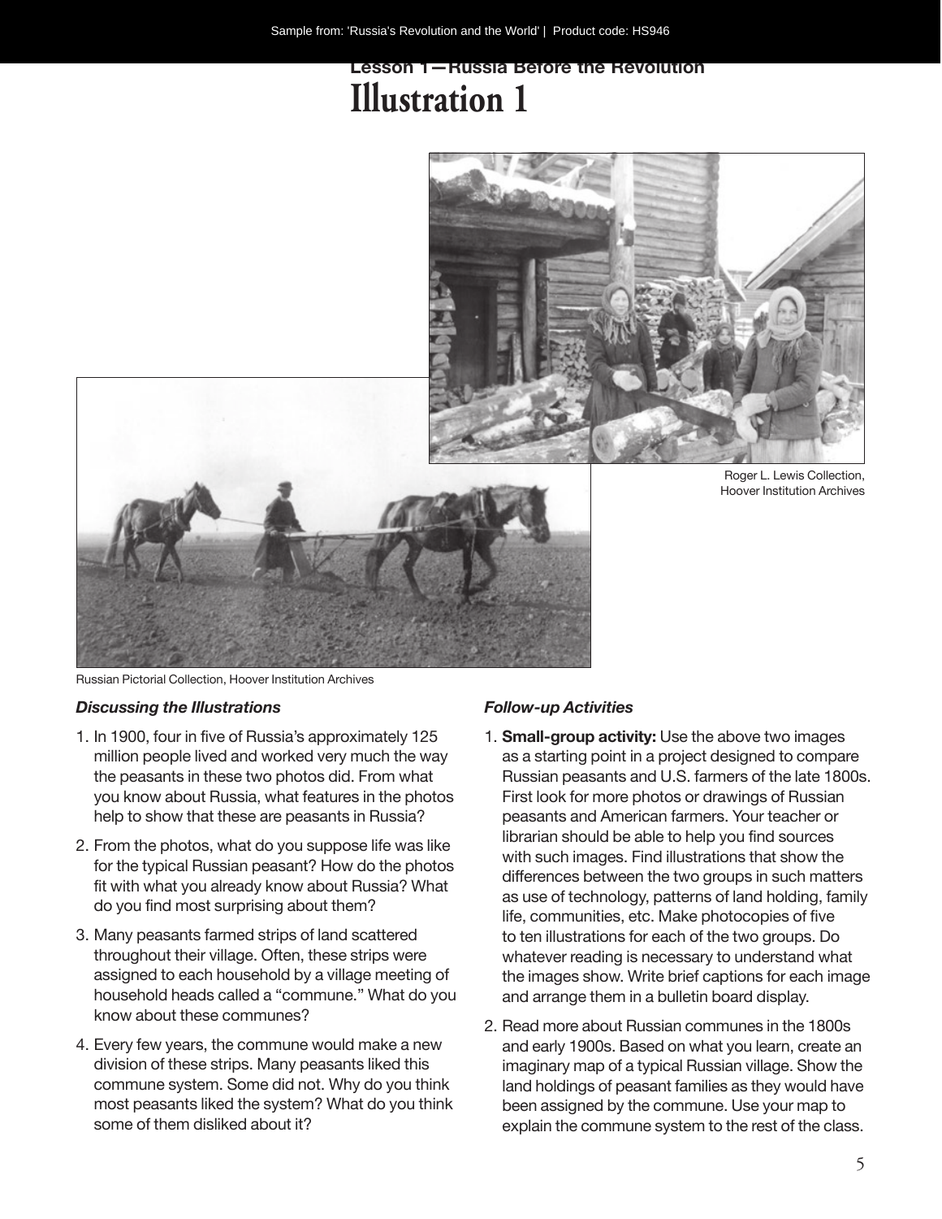Lesson 1—Russia Before the Revolution

# Illustration 1

Roger L. Lewis Collection, Hoover Institution Archives

Russian Pictorial Collection, Hoover Institution Archives

### *Discussing the Illustrations*

1. In 1900, four in five of Russia's approximately 125 million people lived and worked very much the way the peasants in these two photos did. From what you know about Russia, what features in the photos help to show that these are peasants in Russia?
2. From the photos, what do you suppose life was like for the typical Russian peasant? How do the photos fit with what you already know about Russia? What do you find most surprising about them?
3. Many peasants farmed strips of land scattered throughout their village. Often, these strips were assigned to each household by a village meeting of household heads called a "commune." What do you know about these communes?
4. Every few years, the commune would make a new division of these strips. Many peasants liked this commune system. Some did not. Why do you think most peasants liked the system? What do you think some of them disliked about it?

### *Follow-up Activities*

1. **Small-group activity:** Use the above two images as a starting point in a project designed to compare Russian peasants and U.S. farmers of the late 1800s. First look for more photos or drawings of Russian peasants and American farmers. Your teacher or librarian should be able to help you find sources with such images. Find illustrations that show the differences between the two groups in such matters as use of technology, patterns of land holding, family life, communities, etc. Make photocopies of five to ten illustrations for each of the two groups. Do whatever reading is necessary to understand what the images show. Write brief captions for each image and arrange them in a bulletin board display.
2. Read more about Russian communes in the 1800s and early 1900s. Based on what you learn, create an imaginary map of a typical Russian village. Show the land holdings of peasant families as they would have been assigned by the commune. Use your map to explain the commune system to the rest of the class.